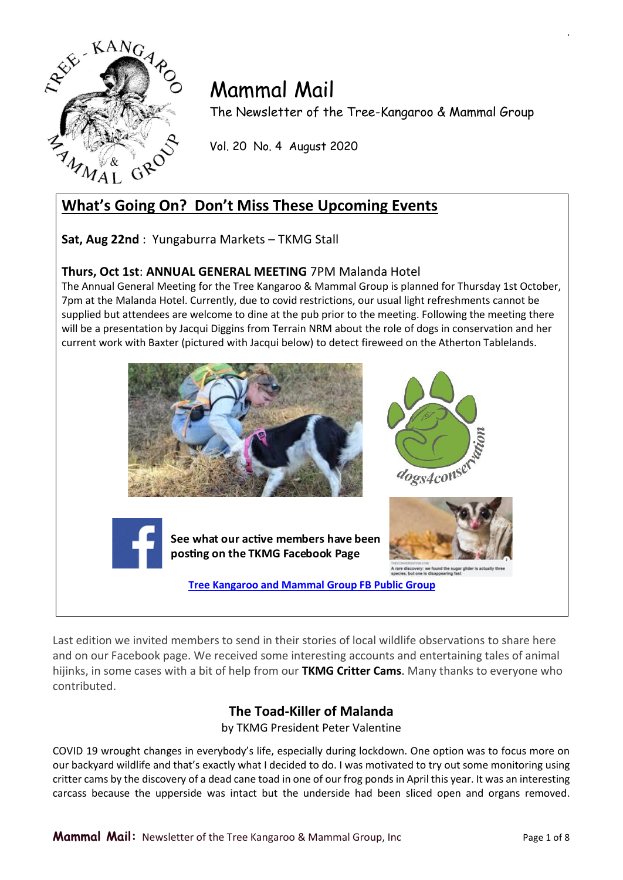# Mammal Mail

The Newsletter of the Tree-Kangaroo & Mammal Group

Vol. 20 No. 4 August 2020

## What's Going On? Don't Miss These Upcoming Events

**Sat, Aug 22nd** : Yungaburra Markets – TKMG Stall

**Thurs, Oct 1st**: **ANNUAL GENERAL MEETING** 7PM Malanda Hotel

The Annual General Meeting for the Tree Kangaroo & Mammal Group is planned for Thursday 1st October, 7pm at the Malanda Hotel. Currently, due to covid restrictions, our usual light refreshments cannot be supplied but attendees are welcome to dine at the pub prior to the meeting. Following the meeting there will be a presentation by Jacqui Diggins from Terrain NRM about the role of dogs in conservation and her current work with Baxter (pictured with Jacqui below) to detect fireweed on the Atherton Tablelands.

**See what our active members have been posting on the TKMG Facebook Page**

[Tree Kangaroo and Mammal Group FB Public Group]

Last edition we invited members to send in their stories of local wildlife observations to share here and on our Facebook page. We received some interesting accounts and entertaining tales of animal hijinks, in some cases with a bit of help from our **TKMG Critter Cams**. Many thanks to everyone who contributed.

### The Toad-Killer of Malanda

by TKMG President Peter Valentine

COVID 19 wrought changes in everybody's life, especially during lockdown. One option was to focus more on our backyard wildlife and that's exactly what I decided to do. I was motivated to try out some monitoring using critter cams by the discovery of a dead cane toad in one of our frog ponds in April this year. It was an interesting carcass because the upperside was intact but the underside had been sliced open and organs removed.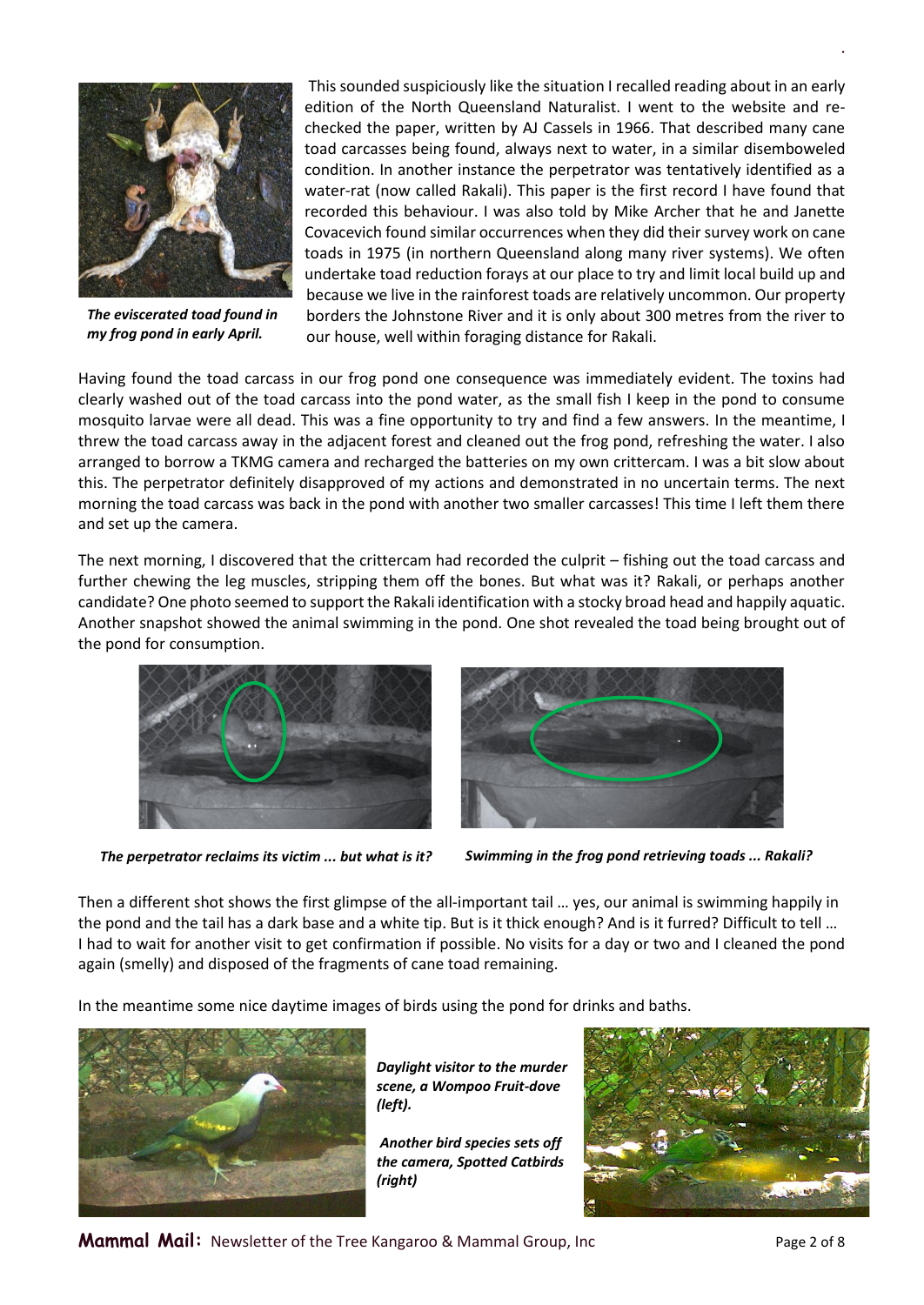*The eviscerated toad found in my frog pond in early April.*

This sounded suspiciously like the situation I recalled reading about in an early edition of the North Queensland Naturalist. I went to the website and re-checked the paper, written by AJ Cassels in 1966. That described many cane toad carcasses being found, always next to water, in a similar disemboweled condition. In another instance the perpetrator was tentatively identified as a water-rat (now called Rakali). This paper is the first record I have found that recorded this behaviour. I was also told by Mike Archer that he and Janette Covacevich found similar occurrences when they did their survey work on cane toads in 1975 (in northern Queensland along many river systems). We often undertake toad reduction forays at our place to try and limit local build up and because we live in the rainforest toads are relatively uncommon. Our property borders the Johnstone River and it is only about 300 metres from the river to our house, well within foraging distance for Rakali.

Having found the toad carcass in our frog pond one consequence was immediately evident. The toxins had clearly washed out of the toad carcass into the pond water, as the small fish I keep in the pond to consume mosquito larvae were all dead. This was a fine opportunity to try and find a few answers. In the meantime, I threw the toad carcass away in the adjacent forest and cleaned out the frog pond, refreshing the water. I also arranged to borrow a TKMG camera and recharged the batteries on my own crittercam. I was a bit slow about this. The perpetrator definitely disapproved of my actions and demonstrated in no uncertain terms. The next morning the toad carcass was back in the pond with another two smaller carcasses! This time I left them there and set up the camera.

The next morning, I discovered that the crittercam had recorded the culprit – fishing out the toad carcass and further chewing the leg muscles, stripping them off the bones. But what was it? Rakali, or perhaps another candidate? One photo seemed to support the Rakali identification with a stocky broad head and happily aquatic. Another snapshot showed the animal swimming in the pond. One shot revealed the toad being brought out of the pond for consumption.

*The perpetrator reclaims its victim ... but what is it?*

*Swimming in the frog pond retrieving toads ... Rakali?*

Then a different shot shows the first glimpse of the all-important tail … yes, our animal is swimming happily in the pond and the tail has a dark base and a white tip. But is it thick enough? And is it furred? Difficult to tell … I had to wait for another visit to get confirmation if possible. No visits for a day or two and I cleaned the pond again (smelly) and disposed of the fragments of cane toad remaining.

In the meantime some nice daytime images of birds using the pond for drinks and baths.

*Daylight visitor to the murder scene, a Wompoo Fruit-dove (left).*

*Another bird species sets off the camera, Spotted Catbirds (right)*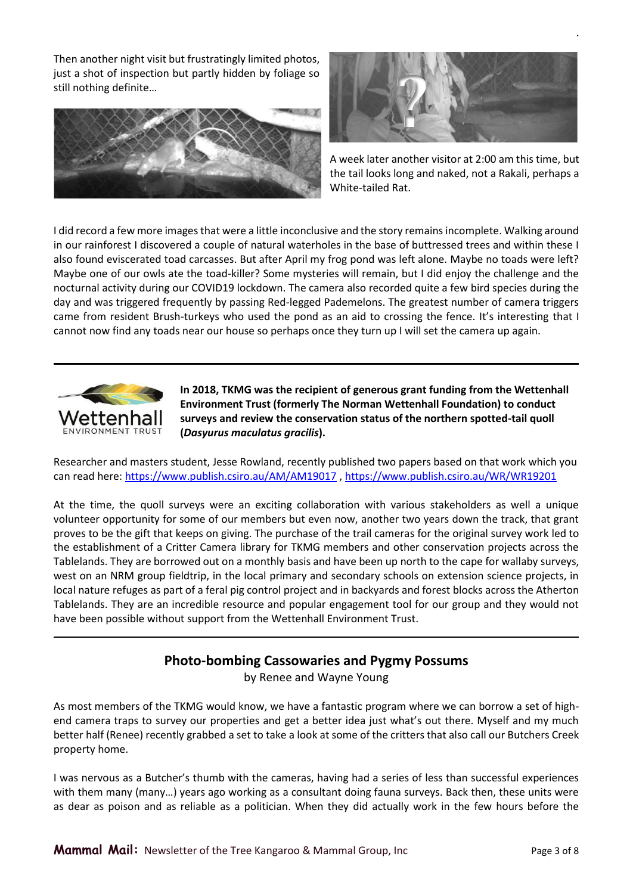Then another night visit but frustratingly limited photos, just a shot of inspection but partly hidden by foliage so still nothing definite…

A week later another visitor at 2:00 am this time, but the tail looks long and naked, not a Rakali, perhaps a White-tailed Rat.

I did record a few more images that were a little inconclusive and the story remains incomplete. Walking around in our rainforest I discovered a couple of natural waterholes in the base of buttressed trees and within these I also found eviscerated toad carcasses. But after April my frog pond was left alone. Maybe no toads were left? Maybe one of our owls ate the toad-killer? Some mysteries will remain, but I did enjoy the challenge and the nocturnal activity during our COVID19 lockdown. The camera also recorded quite a few bird species during the day and was triggered frequently by passing Red-legged Pademelons. The greatest number of camera triggers came from resident Brush-turkeys who used the pond as an aid to crossing the fence. It's interesting that I cannot now find any toads near our house so perhaps once they turn up I will set the camera up again.

---

**In 2018, TKMG was the recipient of generous grant funding from the Wettenhall Environment Trust (formerly The Norman Wettenhall Foundation) to conduct surveys and review the conservation status of the northern spotted-tail quoll (*Dasyurus maculatus gracilis*).**

Researcher and masters student, Jesse Rowland, recently published two papers based on that work which you can read here: https://www.publish.csiro.au/AM/AM19017 , https://www.publish.csiro.au/WR/WR19201

At the time, the quoll surveys were an exciting collaboration with various stakeholders as well a unique volunteer opportunity for some of our members but even now, another two years down the track, that grant proves to be the gift that keeps on giving. The purchase of the trail cameras for the original survey work led to the establishment of a Critter Camera library for TKMG members and other conservation projects across the Tablelands. They are borrowed out on a monthly basis and have been up north to the cape for wallaby surveys, west on an NRM group fieldtrip, in the local primary and secondary schools on extension science projects, in local nature refuges as part of a feral pig control project and in backyards and forest blocks across the Atherton Tablelands. They are an incredible resource and popular engagement tool for our group and they would not have been possible without support from the Wettenhall Environment Trust.

---

## Photo-bombing Cassowaries and Pygmy Possums

by Renee and Wayne Young

As most members of the TKMG would know, we have a fantastic program where we can borrow a set of high-end camera traps to survey our properties and get a better idea just what's out there. Myself and my much better half (Renee) recently grabbed a set to take a look at some of the critters that also call our Butchers Creek property home.

I was nervous as a Butcher's thumb with the cameras, having had a series of less than successful experiences with them many (many…) years ago working as a consultant doing fauna surveys. Back then, these units were as dear as poison and as reliable as a politician. When they did actually work in the few hours before the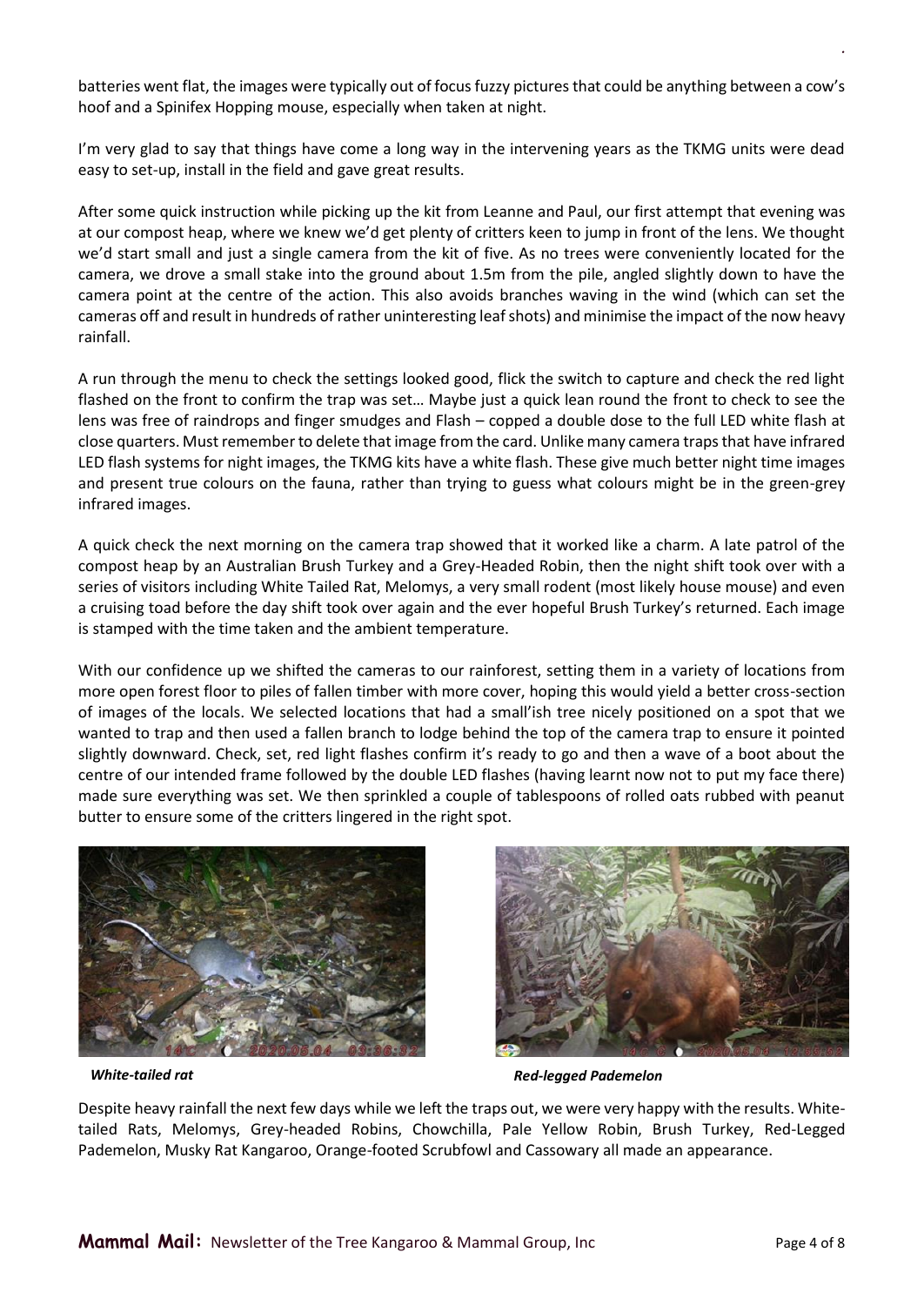batteries went flat, the images were typically out of focus fuzzy pictures that could be anything between a cow's hoof and a Spinifex Hopping mouse, especially when taken at night.

I'm very glad to say that things have come a long way in the intervening years as the TKMG units were dead easy to set-up, install in the field and gave great results.

After some quick instruction while picking up the kit from Leanne and Paul, our first attempt that evening was at our compost heap, where we knew we'd get plenty of critters keen to jump in front of the lens. We thought we'd start small and just a single camera from the kit of five. As no trees were conveniently located for the camera, we drove a small stake into the ground about 1.5m from the pile, angled slightly down to have the camera point at the centre of the action. This also avoids branches waving in the wind (which can set the cameras off and result in hundreds of rather uninteresting leaf shots) and minimise the impact of the now heavy rainfall.

A run through the menu to check the settings looked good, flick the switch to capture and check the red light flashed on the front to confirm the trap was set… Maybe just a quick lean round the front to check to see the lens was free of raindrops and finger smudges and Flash – copped a double dose to the full LED white flash at close quarters. Must remember to delete that image from the card. Unlike many camera traps that have infrared LED flash systems for night images, the TKMG kits have a white flash. These give much better night time images and present true colours on the fauna, rather than trying to guess what colours might be in the green-grey infrared images.

A quick check the next morning on the camera trap showed that it worked like a charm. A late patrol of the compost heap by an Australian Brush Turkey and a Grey-Headed Robin, then the night shift took over with a series of visitors including White Tailed Rat, Melomys, a very small rodent (most likely house mouse) and even a cruising toad before the day shift took over again and the ever hopeful Brush Turkey's returned. Each image is stamped with the time taken and the ambient temperature.

With our confidence up we shifted the cameras to our rainforest, setting them in a variety of locations from more open forest floor to piles of fallen timber with more cover, hoping this would yield a better cross-section of images of the locals. We selected locations that had a small'ish tree nicely positioned on a spot that we wanted to trap and then used a fallen branch to lodge behind the top of the camera trap to ensure it pointed slightly downward. Check, set, red light flashes confirm it's ready to go and then a wave of a boot about the centre of our intended frame followed by the double LED flashes (having learnt now not to put my face there) made sure everything was set. We then sprinkled a couple of tablespoons of rolled oats rubbed with peanut butter to ensure some of the critters lingered in the right spot.

*White-tailed rat*

*Red-legged Pademelon*

Despite heavy rainfall the next few days while we left the traps out, we were very happy with the results. White-tailed Rats, Melomys, Grey-headed Robins, Chowchilla, Pale Yellow Robin, Brush Turkey, Red-Legged Pademelon, Musky Rat Kangaroo, Orange-footed Scrubfowl and Cassowary all made an appearance.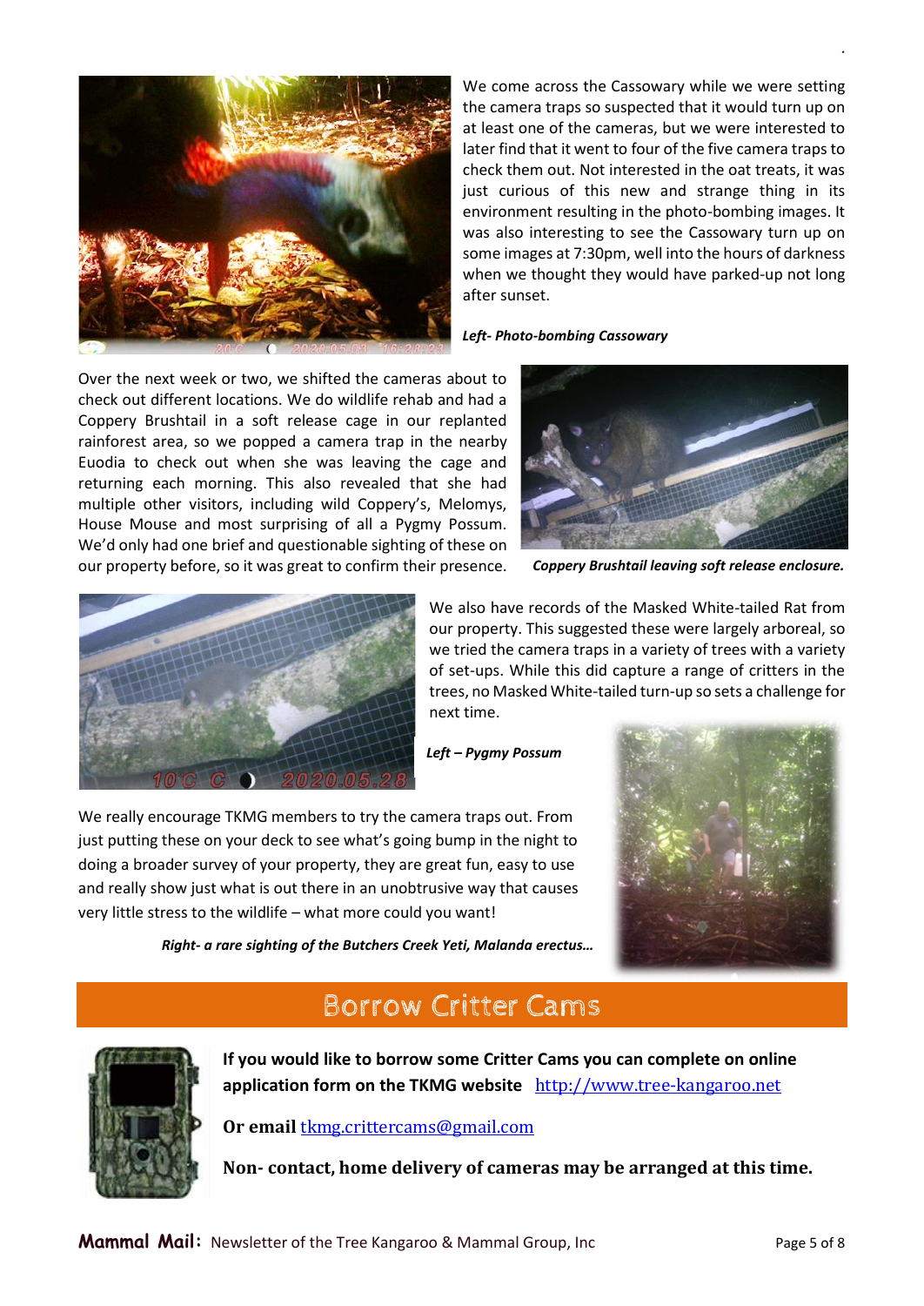We come across the Cassowary while we were setting the camera traps so suspected that it would turn up on at least one of the cameras, but we were interested to later find that it went to four of the five camera traps to check them out. Not interested in the oat treats, it was just curious of this new and strange thing in its environment resulting in the photo-bombing images. It was also interesting to see the Cassowary turn up on some images at 7:30pm, well into the hours of darkness when we thought they would have parked-up not long after sunset.

***Left- Photo-bombing Cassowary***

Over the next week or two, we shifted the cameras about to check out different locations. We do wildlife rehab and had a Coppery Brushtail in a soft release cage in our replanted rainforest area, so we popped a camera trap in the nearby Euodia to check out when she was leaving the cage and returning each morning. This also revealed that she had multiple other visitors, including wild Coppery's, Melomys, House Mouse and most surprising of all a Pygmy Possum. We'd only had one brief and questionable sighting of these on our property before, so it was great to confirm their presence.

***Coppery Brushtail leaving soft release enclosure.***

We also have records of the Masked White-tailed Rat from our property. This suggested these were largely arboreal, so we tried the camera traps in a variety of trees with a variety of set-ups. While this did capture a range of critters in the trees, no Masked White-tailed turn-up so sets a challenge for next time.

***Left – Pygmy Possum***

We really encourage TKMG members to try the camera traps out. From just putting these on your deck to see what's going bump in the night to doing a broader survey of your property, they are great fun, easy to use and really show just what is out there in an unobtrusive way that causes very little stress to the wildlife – what more could you want!

***Right- a rare sighting of the Butchers Creek Yeti, Malanda erectus…***

## Borrow Critter Cams

**If you would like to borrow some Critter Cams you can complete on online application form on the TKMG website** http://www.tree-kangaroo.net

**Or email** tkmg.crittercams@gmail.com

**Non- contact, home delivery of cameras may be arranged at this time.**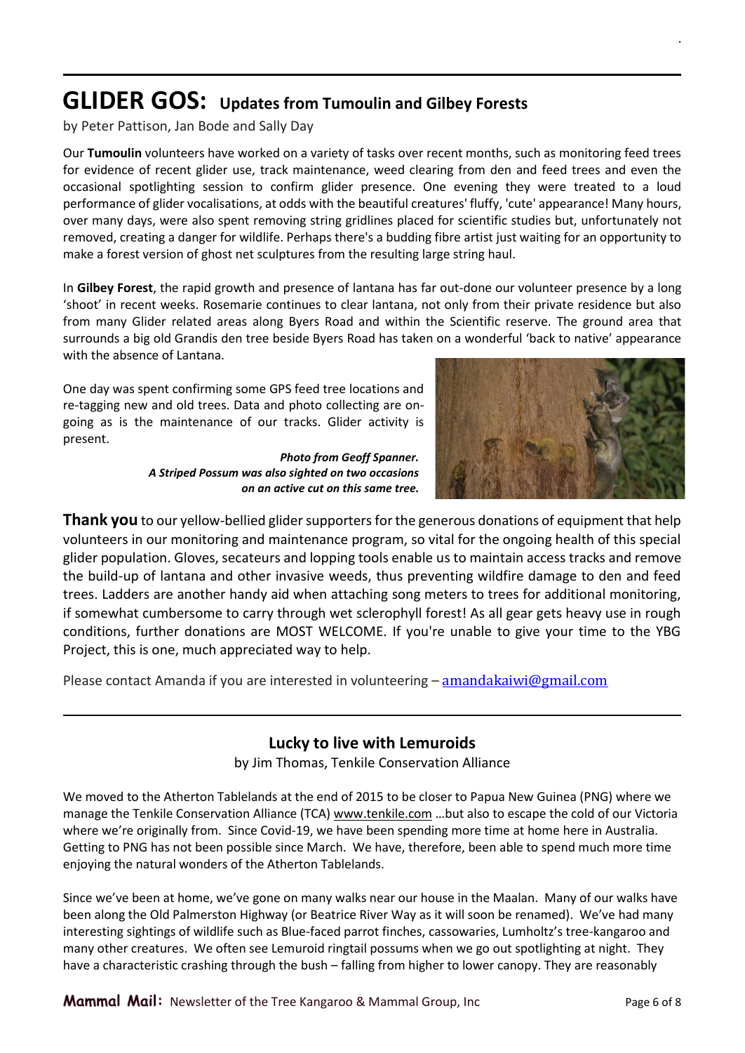# GLIDER GOS: Updates from Tumoulin and Gilbey Forests

by Peter Pattison, Jan Bode and Sally Day

Our **Tumoulin** volunteers have worked on a variety of tasks over recent months, such as monitoring feed trees for evidence of recent glider use, track maintenance, weed clearing from den and feed trees and even the occasional spotlighting session to confirm glider presence. One evening they were treated to a loud performance of glider vocalisations, at odds with the beautiful creatures' fluffy, 'cute' appearance! Many hours, over many days, were also spent removing string gridlines placed for scientific studies but, unfortunately not removed, creating a danger for wildlife. Perhaps there's a budding fibre artist just waiting for an opportunity to make a forest version of ghost net sculptures from the resulting large string haul.

In **Gilbey Forest**, the rapid growth and presence of lantana has far out-done our volunteer presence by a long 'shoot' in recent weeks. Rosemarie continues to clear lantana, not only from their private residence but also from many Glider related areas along Byers Road and within the Scientific reserve. The ground area that surrounds a big old Grandis den tree beside Byers Road has taken on a wonderful 'back to native' appearance with the absence of Lantana.

One day was spent confirming some GPS feed tree locations and re-tagging new and old trees. Data and photo collecting are on-going as is the maintenance of our tracks. Glider activity is present.

***Photo from Geoff Spanner. A Striped Possum was also sighted on two occasions on an active cut on this same tree.***

**Thank you** to our yellow-bellied glider supporters for the generous donations of equipment that help volunteers in our monitoring and maintenance program, so vital for the ongoing health of this special glider population. Gloves, secateurs and lopping tools enable us to maintain access tracks and remove the build-up of lantana and other invasive weeds, thus preventing wildfire damage to den and feed trees. Ladders are another handy aid when attaching song meters to trees for additional monitoring, if somewhat cumbersome to carry through wet sclerophyll forest! As all gear gets heavy use in rough conditions, further donations are MOST WELCOME. If you're unable to give your time to the YBG Project, this is one, much appreciated way to help.

Please contact Amanda if you are interested in volunteering – amandakaiwi@gmail.com

## Lucky to live with Lemuroids

by Jim Thomas, Tenkile Conservation Alliance

We moved to the Atherton Tablelands at the end of 2015 to be closer to Papua New Guinea (PNG) where we manage the Tenkile Conservation Alliance (TCA) www.tenkile.com …but also to escape the cold of our Victoria where we're originally from. Since Covid-19, we have been spending more time at home here in Australia. Getting to PNG has not been possible since March. We have, therefore, been able to spend much more time enjoying the natural wonders of the Atherton Tablelands.

Since we've been at home, we've gone on many walks near our house in the Maalan. Many of our walks have been along the Old Palmerston Highway (or Beatrice River Way as it will soon be renamed). We've had many interesting sightings of wildlife such as Blue-faced parrot finches, cassowaries, Lumholtz's tree-kangaroo and many other creatures. We often see Lemuroid ringtail possums when we go out spotlighting at night. They have a characteristic crashing through the bush – falling from higher to lower canopy. They are reasonably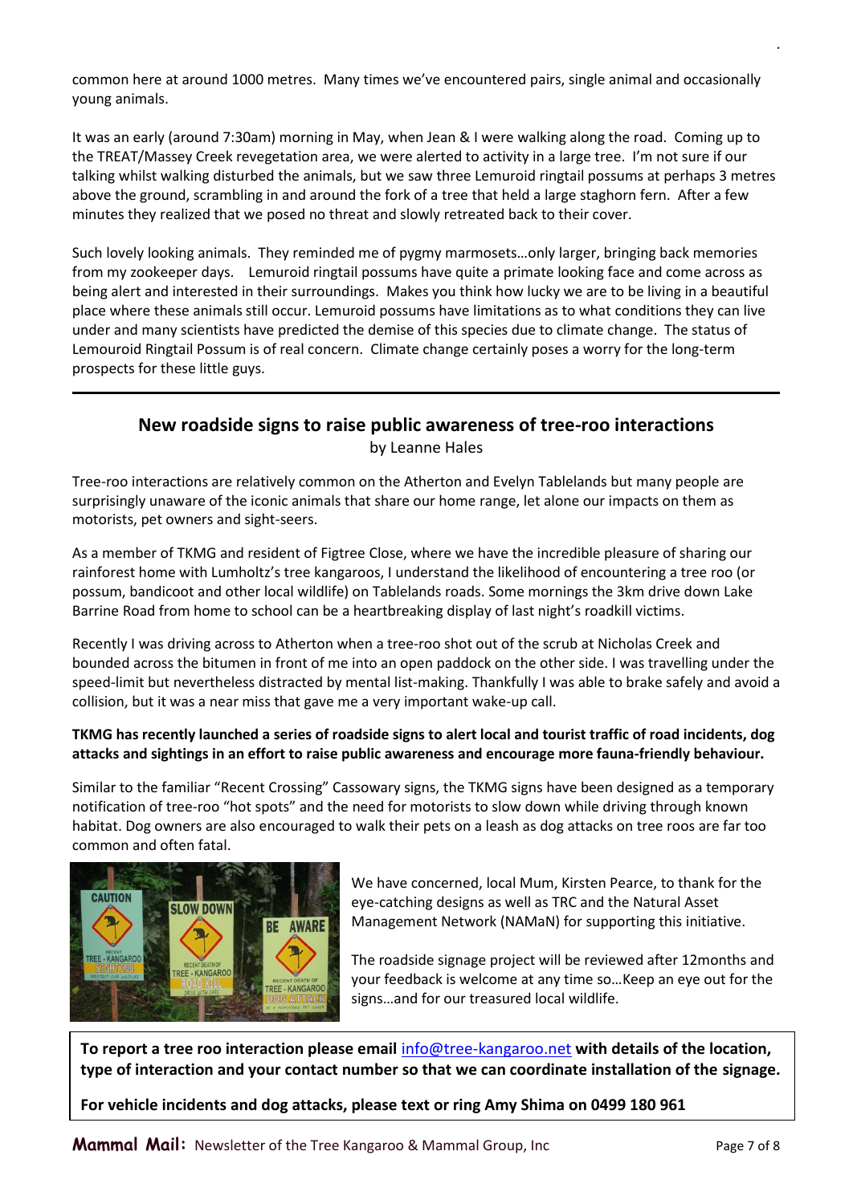common here at around 1000 metres. Many times we've encountered pairs, single animal and occasionally young animals.

It was an early (around 7:30am) morning in May, when Jean & I were walking along the road. Coming up to the TREAT/Massey Creek revegetation area, we were alerted to activity in a large tree. I'm not sure if our talking whilst walking disturbed the animals, but we saw three Lemuroid ringtail possums at perhaps 3 metres above the ground, scrambling in and around the fork of a tree that held a large staghorn fern. After a few minutes they realized that we posed no threat and slowly retreated back to their cover.

Such lovely looking animals. They reminded me of pygmy marmosets…only larger, bringing back memories from my zookeeper days. Lemuroid ringtail possums have quite a primate looking face and come across as being alert and interested in their surroundings. Makes you think how lucky we are to be living in a beautiful place where these animals still occur. Lemuroid possums have limitations as to what conditions they can live under and many scientists have predicted the demise of this species due to climate change. The status of Lemouroid Ringtail Possum is of real concern. Climate change certainly poses a worry for the long-term prospects for these little guys.

---

## New roadside signs to raise public awareness of tree-roo interactions

by Leanne Hales

Tree-roo interactions are relatively common on the Atherton and Evelyn Tablelands but many people are surprisingly unaware of the iconic animals that share our home range, let alone our impacts on them as motorists, pet owners and sight-seers.

As a member of TKMG and resident of Figtree Close, where we have the incredible pleasure of sharing our rainforest home with Lumholtz's tree kangaroos, I understand the likelihood of encountering a tree roo (or possum, bandicoot and other local wildlife) on Tablelands roads. Some mornings the 3km drive down Lake Barrine Road from home to school can be a heartbreaking display of last night's roadkill victims.

Recently I was driving across to Atherton when a tree-roo shot out of the scrub at Nicholas Creek and bounded across the bitumen in front of me into an open paddock on the other side. I was travelling under the speed-limit but nevertheless distracted by mental list-making. Thankfully I was able to brake safely and avoid a collision, but it was a near miss that gave me a very important wake-up call.

**TKMG has recently launched a series of roadside signs to alert local and tourist traffic of road incidents, dog attacks and sightings in an effort to raise public awareness and encourage more fauna-friendly behaviour.**

Similar to the familiar "Recent Crossing" Cassowary signs, the TKMG signs have been designed as a temporary notification of tree-roo "hot spots" and the need for motorists to slow down while driving through known habitat. Dog owners are also encouraged to walk their pets on a leash as dog attacks on tree roos are far too common and often fatal.

We have concerned, local Mum, Kirsten Pearce, to thank for the eye-catching designs as well as TRC and the Natural Asset Management Network (NAMaN) for supporting this initiative.

The roadside signage project will be reviewed after 12months and your feedback is welcome at any time so…Keep an eye out for the signs…and for our treasured local wildlife.

**To report a tree roo interaction please email info@tree-kangaroo.net with details of the location, type of interaction and your contact number so that we can coordinate installation of the signage.**

**For vehicle incidents and dog attacks, please text or ring Amy Shima on 0499 180 961**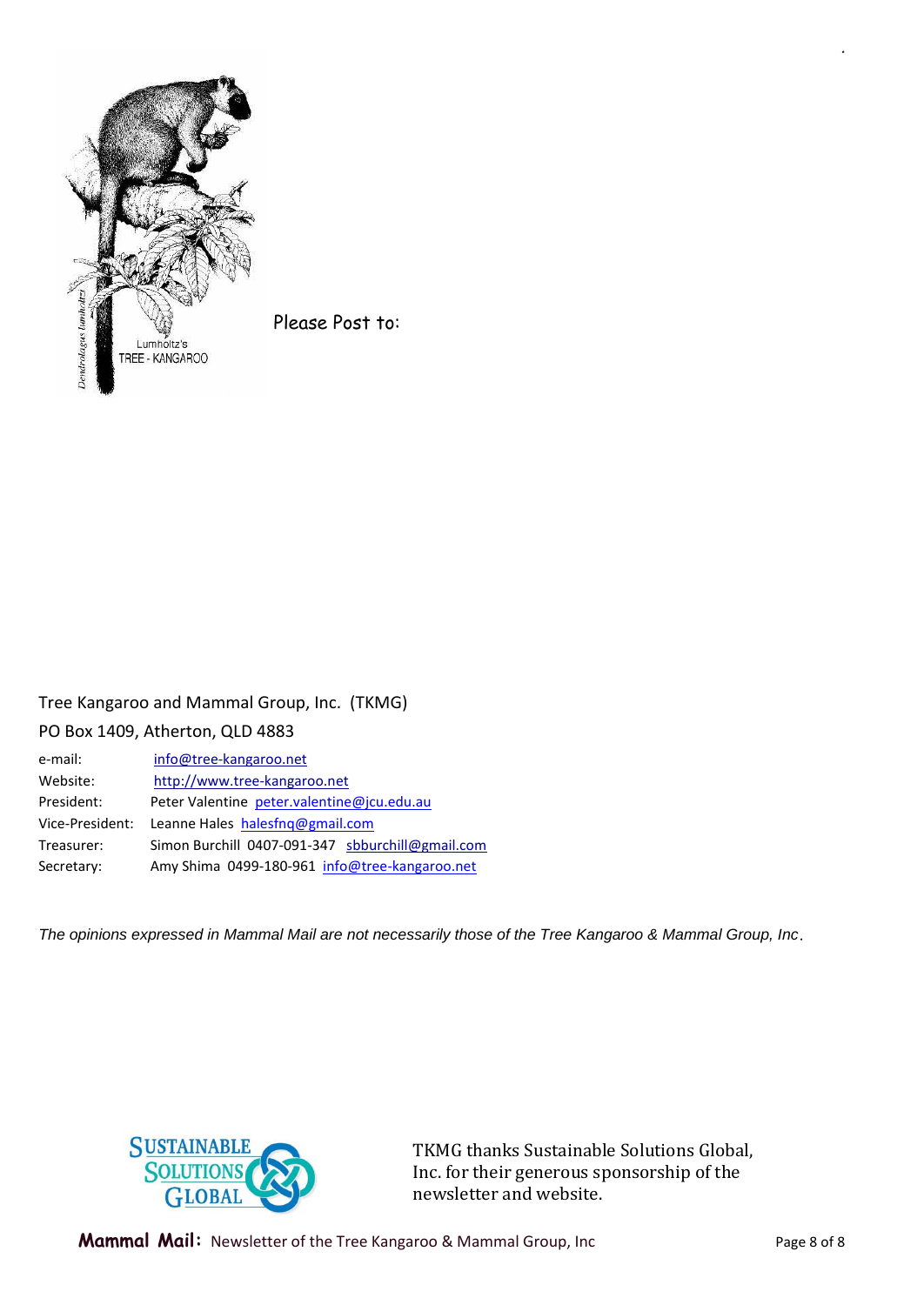Please Post to:

Tree Kangaroo and Mammal Group, Inc. (TKMG)

PO Box 1409, Atherton, QLD 4883

| | |
|---|---|
| e-mail: | info@tree-kangaroo.net |
| Website: | http://www.tree-kangaroo.net |
| President: | Peter Valentine peter.valentine@jcu.edu.au |
| Vice-President: | Leanne Hales halesfnq@gmail.com |
| Treasurer: | Simon Burchill 0407-091-347 sbburchill@gmail.com |
| Secretary: | Amy Shima 0499-180-961 info@tree-kangaroo.net |

*The opinions expressed in Mammal Mail are not necessarily those of the Tree Kangaroo & Mammal Group, Inc.*

TKMG thanks Sustainable Solutions Global, Inc. for their generous sponsorship of the newsletter and website.